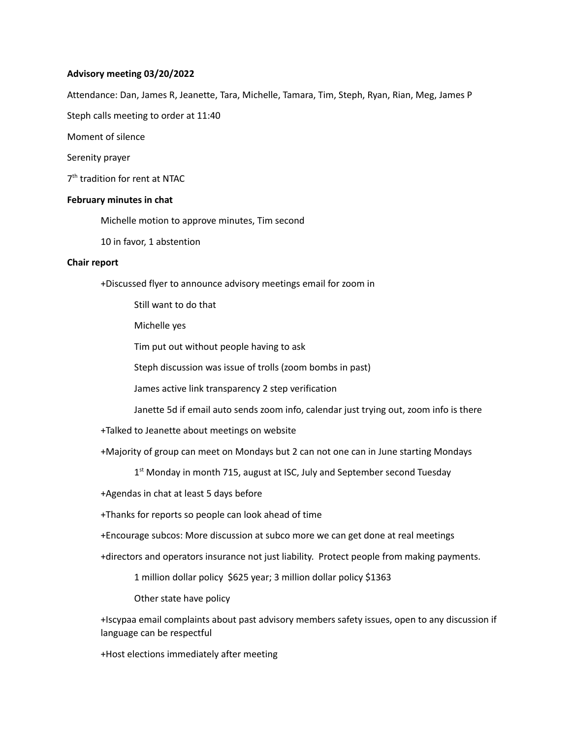**Advisory meeting 03/20/2022**

Attendance: Dan, James R, Jeanette, Tara, Michelle, Tamara, Tim, Steph, Ryan, Rian, Meg, James P

Steph calls meeting to order at 11:40

Moment of silence

Serenity prayer

7th tradition for rent at NTAC

**February minutes in chat**

> Michelle motion to approve minutes, Tim second
>
> 10 in favor, 1 abstention

**Chair report**

- +Discussed flyer to announce advisory meetings email for zoom in
  - Still want to do that
  - Michelle yes
  - Tim put out without people having to ask
  - Steph discussion was issue of trolls (zoom bombs in past)
  - James active link transparency 2 step verification
  - Janette 5d if email auto sends zoom info, calendar just trying out, zoom info is there
- +Talked to Jeanette about meetings on website
- +Majority of group can meet on Mondays but 2 can not one can in June starting Mondays
  - 1st Monday in month 715, august at ISC, July and September second Tuesday
- +Agendas in chat at least 5 days before
- +Thanks for reports so people can look ahead of time
- +Encourage subcos: More discussion at subco more we can get done at real meetings
- +directors and operators insurance not just liability. Protect people from making payments.
  - 1 million dollar policy $625 year; 3 million dollar policy $1363
  - Other state have policy
- +Iscypaa email complaints about past advisory members safety issues, open to any discussion if language can be respectful
- +Host elections immediately after meeting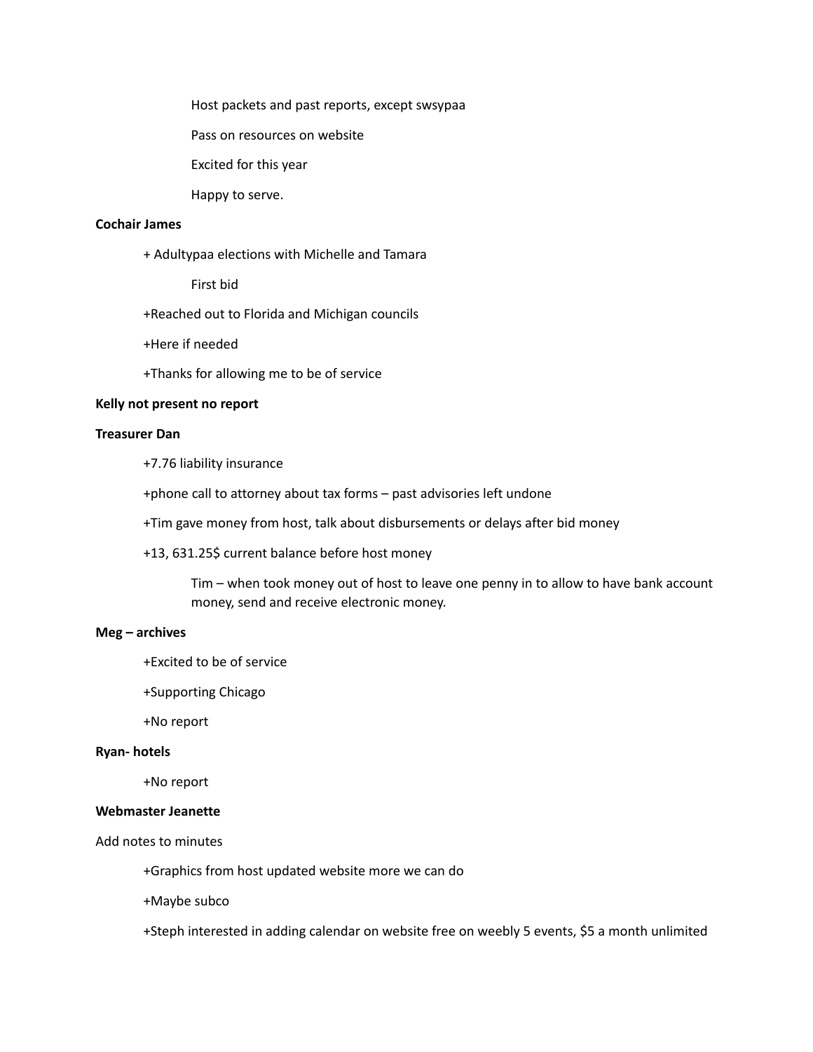Host packets and past reports, except swsypaa

Pass on resources on website

Excited for this year

Happy to serve.

**Cochair James**

+ Adultypaa elections with Michelle and Tamara

First bid

+Reached out to Florida and Michigan councils

+Here if needed

+Thanks for allowing me to be of service

**Kelly not present no report**

**Treasurer Dan**

+7.76 liability insurance

+phone call to attorney about tax forms – past advisories left undone

+Tim gave money from host, talk about disbursements or delays after bid money

+13, 631.25$ current balance before host money

Tim – when took money out of host to leave one penny in to allow to have bank account money, send and receive electronic money.

**Meg – archives**

+Excited to be of service

+Supporting Chicago

+No report

**Ryan- hotels**

+No report

**Webmaster Jeanette**

Add notes to minutes

+Graphics from host updated website more we can do

+Maybe subco

+Steph interested in adding calendar on website free on weebly 5 events, $5 a month unlimited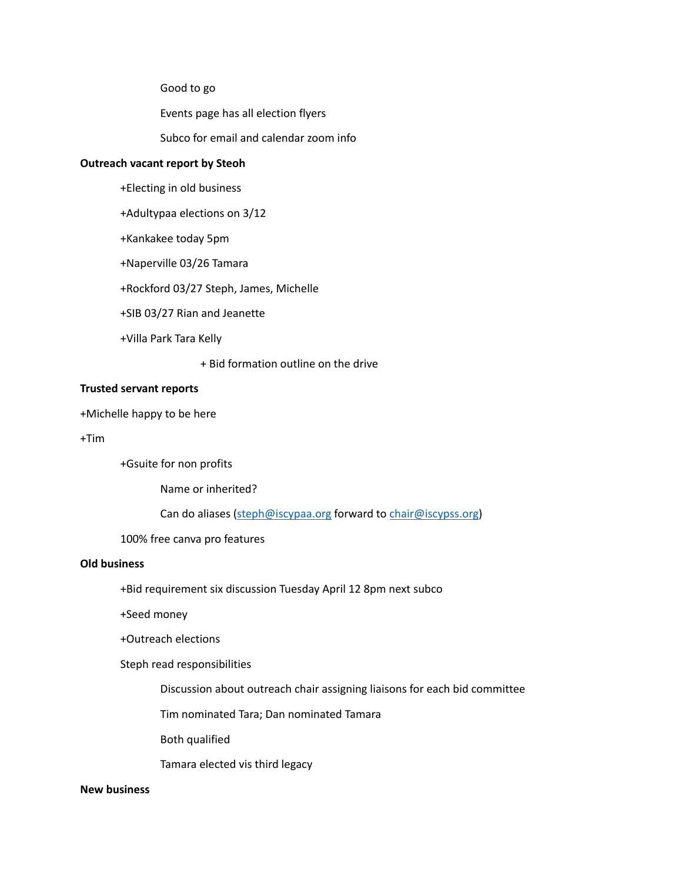Good to go

Events page has all election flyers

Subco for email and calendar zoom info

**Outreach vacant report by Steoh**

- +Electing in old business
- +Adultypaa elections on 3/12
- +Kankakee today 5pm
- +Naperville 03/26 Tamara
- +Rockford 03/27 Steph, James, Michelle
- +SIB 03/27 Rian and Jeanette
- +Villa Park Tara Kelly
  - + Bid formation outline on the drive

**Trusted servant reports**

+Michelle happy to be here

+Tim

- +Gsuite for non profits
  - Name or inherited?
  - Can do aliases (steph@iscypaa.org forward to chair@iscypss.org)
- 100% free canva pro features

**Old business**

- +Bid requirement six discussion Tuesday April 12 8pm next subco
- +Seed money
- +Outreach elections
- Steph read responsibilities
  - Discussion about outreach chair assigning liaisons for each bid committee
  - Tim nominated Tara; Dan nominated Tamara
  - Both qualified
  - Tamara elected vis third legacy

**New business**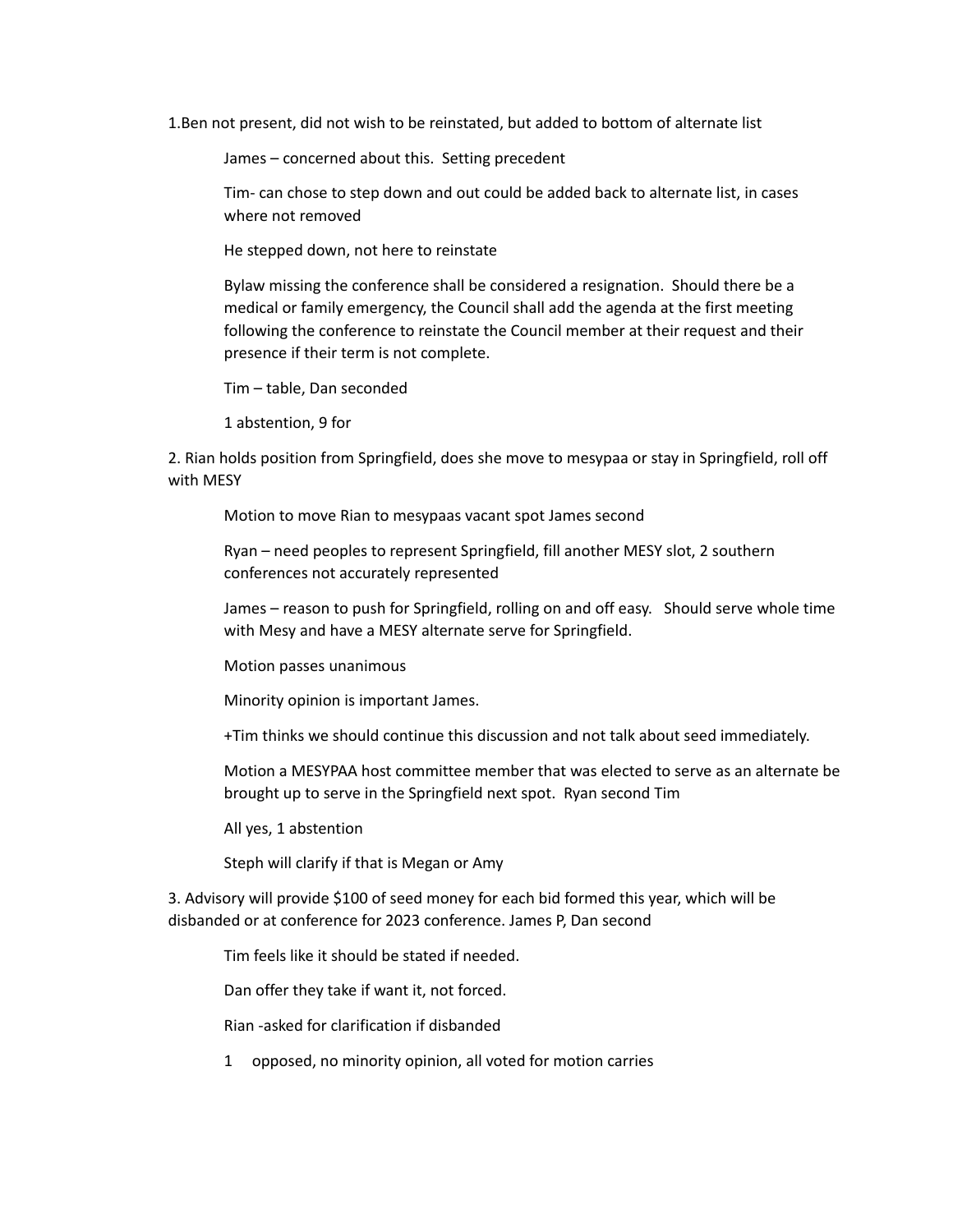1.Ben not present, did not wish to be reinstated, but added to bottom of alternate list

James – concerned about this.  Setting precedent

Tim- can chose to step down and out could be added back to alternate list, in cases where not removed

He stepped down, not here to reinstate

Bylaw missing the conference shall be considered a resignation.  Should there be a medical or family emergency, the Council shall add the agenda at the first meeting following the conference to reinstate the Council member at their request and their presence if their term is not complete.

Tim – table, Dan seconded

1 abstention, 9 for

2. Rian holds position from Springfield, does she move to mesypaa or stay in Springfield, roll off with MESY

Motion to move Rian to mesypaas vacant spot James second

Ryan – need peoples to represent Springfield, fill another MESY slot, 2 southern conferences not accurately represented

James – reason to push for Springfield, rolling on and off easy.   Should serve whole time with Mesy and have a MESY alternate serve for Springfield.

Motion passes unanimous

Minority opinion is important James.

+Tim thinks we should continue this discussion and not talk about seed immediately.

Motion a MESYPAA host committee member that was elected to serve as an alternate be brought up to serve in the Springfield next spot.  Ryan second Tim

All yes, 1 abstention

Steph will clarify if that is Megan or Amy

3. Advisory will provide $100 of seed money for each bid formed this year, which will be disbanded or at conference for 2023 conference. James P, Dan second

Tim feels like it should be stated if needed.

Dan offer they take if want it, not forced.

Rian -asked for clarification if disbanded

1     opposed, no minority opinion, all voted for motion carries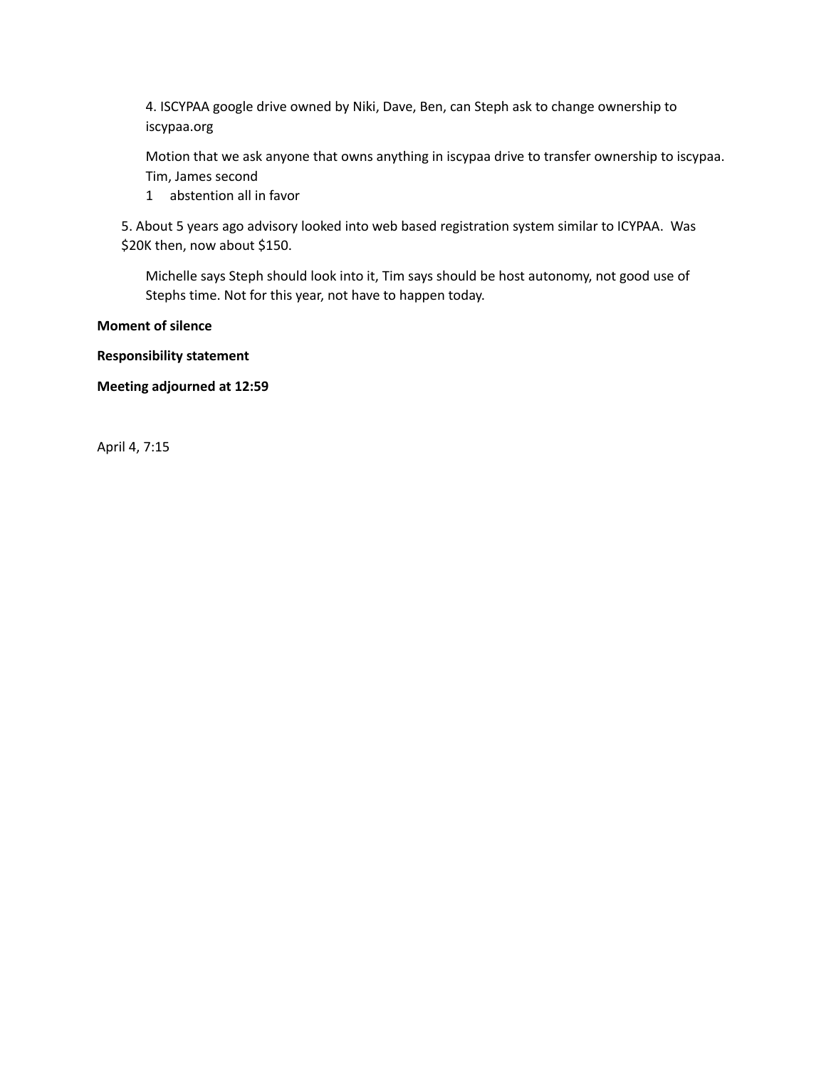4. ISCYPAA google drive owned by Niki, Dave, Ben, can Steph ask to change ownership to iscypaa.org

   Motion that we ask anyone that owns anything in iscypaa drive to transfer ownership to iscypaa. Tim, James second

   1 abstention all in favor

5. About 5 years ago advisory looked into web based registration system similar to ICYPAA. Was $20K then, now about $150.

   Michelle says Steph should look into it, Tim says should be host autonomy, not good use of Stephs time. Not for this year, not have to happen today.

**Moment of silence**

**Responsibility statement**

**Meeting adjourned at 12:59**

April 4, 7:15